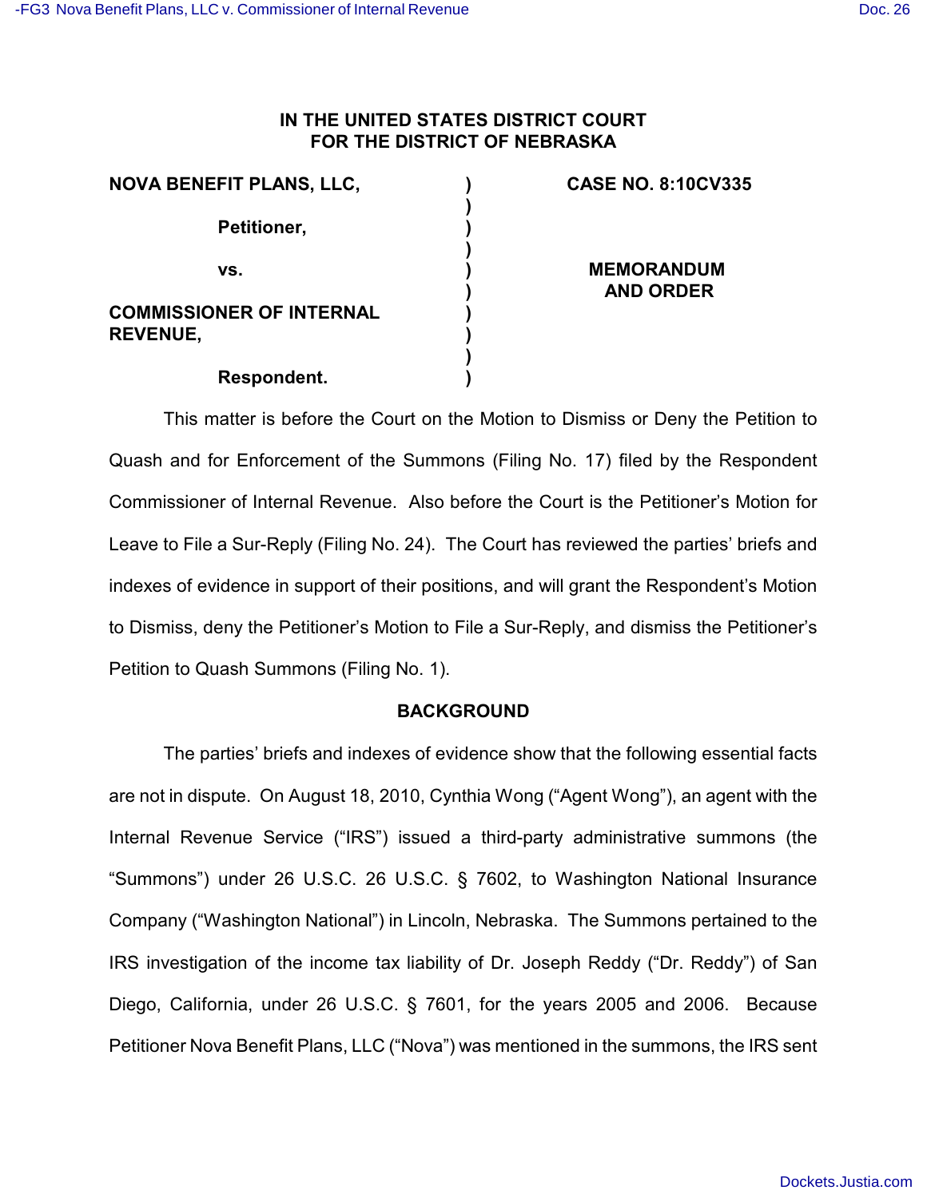**IN THE UNITED STATES DISTRICT COURT**
**FOR THE DISTRICT OF NEBRASKA**

| | | |
|---|---|---|
| **NOVA BENEFIT PLANS, LLC,** | ) | **CASE NO. 8:10CV335** |
| | ) | |
| **Petitioner,** | ) | |
| | ) | |
| **vs.** | ) | **MEMORANDUM AND ORDER** |
| | ) | |
| **COMMISSIONER OF INTERNAL REVENUE,** | ) | |
| | ) | |
| **Respondent.** | ) | |

This matter is before the Court on the Motion to Dismiss or Deny the Petition to Quash and for Enforcement of the Summons (Filing No. 17) filed by the Respondent Commissioner of Internal Revenue. Also before the Court is the Petitioner's Motion for Leave to File a Sur-Reply (Filing No. 24). The Court has reviewed the parties' briefs and indexes of evidence in support of their positions, and will grant the Respondent's Motion to Dismiss, deny the Petitioner's Motion to File a Sur-Reply, and dismiss the Petitioner's Petition to Quash Summons (Filing No. 1).

## BACKGROUND

The parties' briefs and indexes of evidence show that the following essential facts are not in dispute. On August 18, 2010, Cynthia Wong ("Agent Wong"), an agent with the Internal Revenue Service ("IRS") issued a third-party administrative summons (the "Summons") under 26 U.S.C. 26 U.S.C. § 7602, to Washington National Insurance Company ("Washington National") in Lincoln, Nebraska. The Summons pertained to the IRS investigation of the income tax liability of Dr. Joseph Reddy ("Dr. Reddy") of San Diego, California, under 26 U.S.C. § 7601, for the years 2005 and 2006. Because Petitioner Nova Benefit Plans, LLC ("Nova") was mentioned in the summons, the IRS sent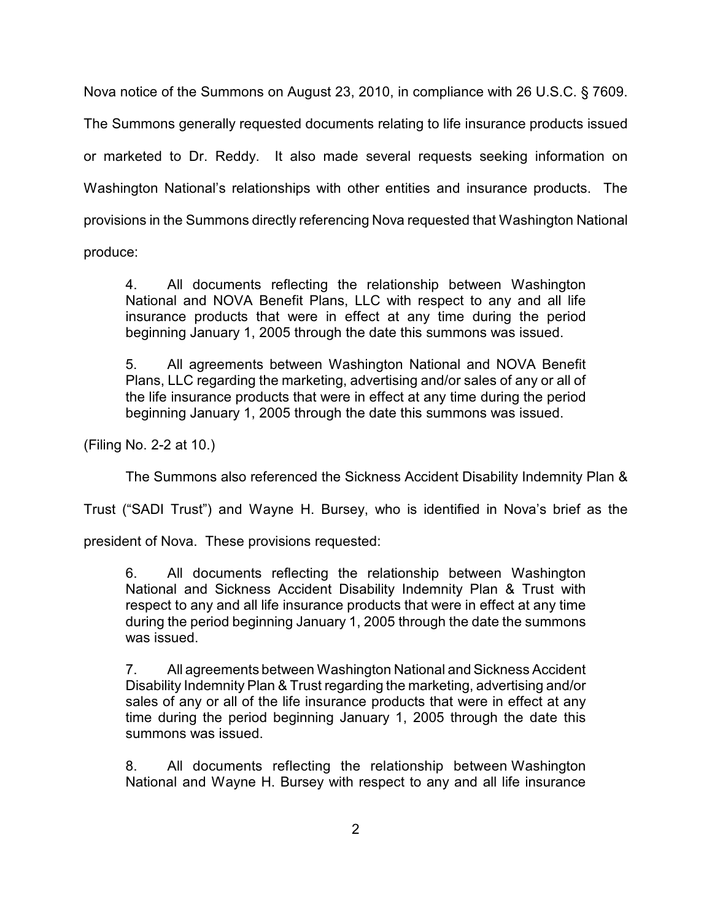Nova notice of the Summons on August 23, 2010, in compliance with 26 U.S.C. § 7609. The Summons generally requested documents relating to life insurance products issued or marketed to Dr. Reddy. It also made several requests seeking information on Washington National's relationships with other entities and insurance products. The provisions in the Summons directly referencing Nova requested that Washington National produce:

> 4. All documents reflecting the relationship between Washington National and NOVA Benefit Plans, LLC with respect to any and all life insurance products that were in effect at any time during the period beginning January 1, 2005 through the date this summons was issued.
>
> 5. All agreements between Washington National and NOVA Benefit Plans, LLC regarding the marketing, advertising and/or sales of any or all of the life insurance products that were in effect at any time during the period beginning January 1, 2005 through the date this summons was issued.

(Filing No. 2-2 at 10.)

The Summons also referenced the Sickness Accident Disability Indemnity Plan & Trust ("SADI Trust") and Wayne H. Bursey, who is identified in Nova's brief as the president of Nova. These provisions requested:

> 6. All documents reflecting the relationship between Washington National and Sickness Accident Disability Indemnity Plan & Trust with respect to any and all life insurance products that were in effect at any time during the period beginning January 1, 2005 through the date the summons was issued.
>
> 7. All agreements between Washington National and Sickness Accident Disability Indemnity Plan & Trust regarding the marketing, advertising and/or sales of any or all of the life insurance products that were in effect at any time during the period beginning January 1, 2005 through the date this summons was issued.
>
> 8. All documents reflecting the relationship between Washington National and Wayne H. Bursey with respect to any and all life insurance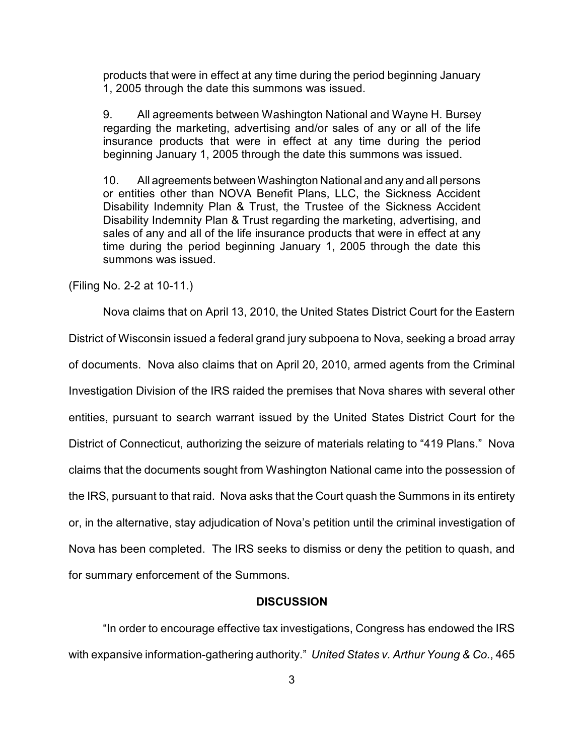products that were in effect at any time during the period beginning January 1, 2005 through the date this summons was issued.

9. All agreements between Washington National and Wayne H. Bursey regarding the marketing, advertising and/or sales of any or all of the life insurance products that were in effect at any time during the period beginning January 1, 2005 through the date this summons was issued.

10. All agreements between Washington National and any and all persons or entities other than NOVA Benefit Plans, LLC, the Sickness Accident Disability Indemnity Plan & Trust, the Trustee of the Sickness Accident Disability Indemnity Plan & Trust regarding the marketing, advertising, and sales of any and all of the life insurance products that were in effect at any time during the period beginning January 1, 2005 through the date this summons was issued.

(Filing No. 2-2 at 10-11.)

Nova claims that on April 13, 2010, the United States District Court for the Eastern District of Wisconsin issued a federal grand jury subpoena to Nova, seeking a broad array of documents. Nova also claims that on April 20, 2010, armed agents from the Criminal Investigation Division of the IRS raided the premises that Nova shares with several other entities, pursuant to search warrant issued by the United States District Court for the District of Connecticut, authorizing the seizure of materials relating to "419 Plans." Nova claims that the documents sought from Washington National came into the possession of the IRS, pursuant to that raid. Nova asks that the Court quash the Summons in its entirety or, in the alternative, stay adjudication of Nova's petition until the criminal investigation of Nova has been completed. The IRS seeks to dismiss or deny the petition to quash, and for summary enforcement of the Summons.

## DISCUSSION

"In order to encourage effective tax investigations, Congress has endowed the IRS with expansive information-gathering authority." *United States v. Arthur Young & Co.*, 465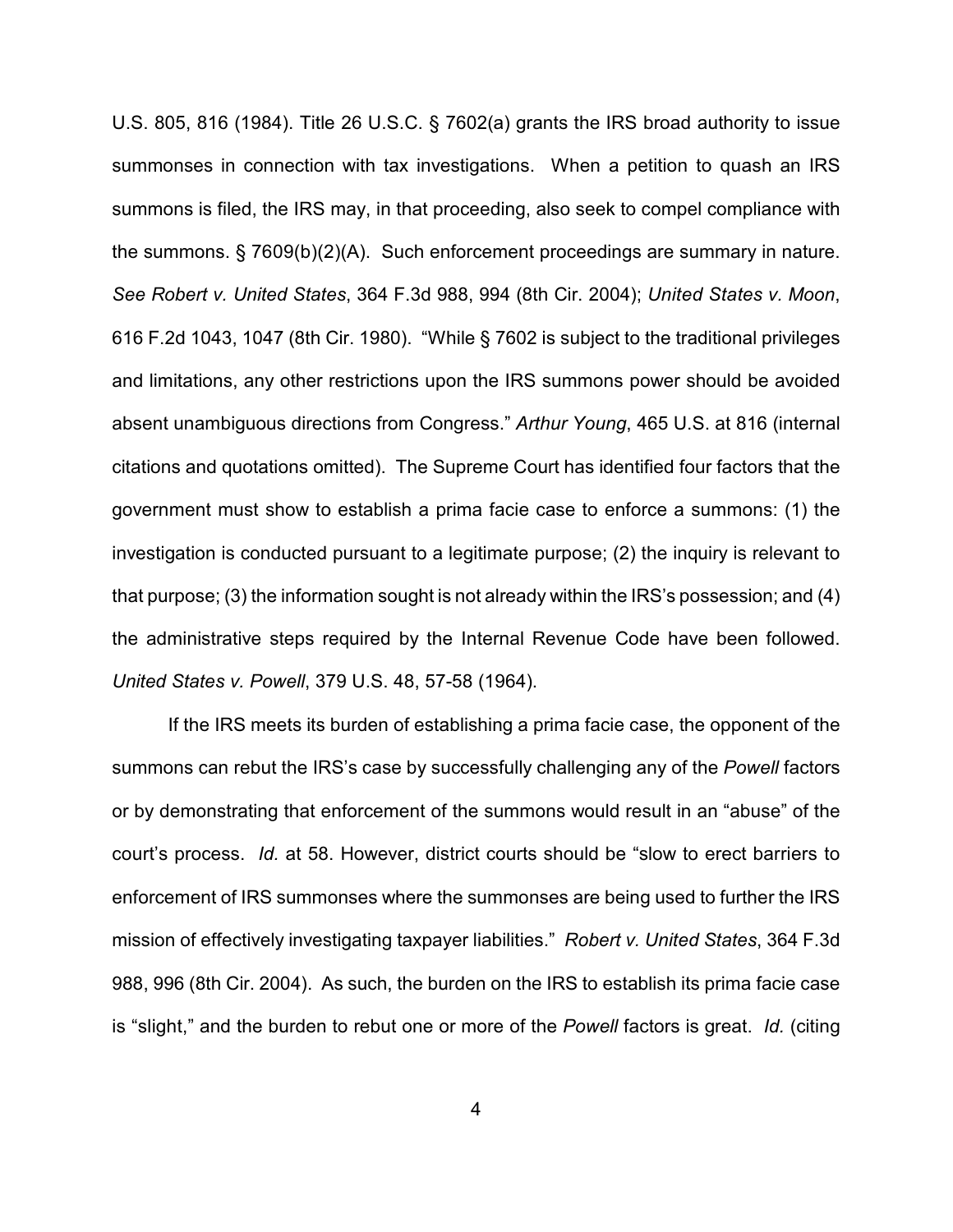U.S. 805, 816 (1984). Title 26 U.S.C. § 7602(a) grants the IRS broad authority to issue summonses in connection with tax investigations. When a petition to quash an IRS summons is filed, the IRS may, in that proceeding, also seek to compel compliance with the summons. § 7609(b)(2)(A). Such enforcement proceedings are summary in nature. *See Robert v. United States*, 364 F.3d 988, 994 (8th Cir. 2004); *United States v. Moon*, 616 F.2d 1043, 1047 (8th Cir. 1980). "While § 7602 is subject to the traditional privileges and limitations, any other restrictions upon the IRS summons power should be avoided absent unambiguous directions from Congress." *Arthur Young*, 465 U.S. at 816 (internal citations and quotations omitted). The Supreme Court has identified four factors that the government must show to establish a prima facie case to enforce a summons: (1) the investigation is conducted pursuant to a legitimate purpose; (2) the inquiry is relevant to that purpose; (3) the information sought is not already within the IRS's possession; and (4) the administrative steps required by the Internal Revenue Code have been followed. *United States v. Powell*, 379 U.S. 48, 57-58 (1964).

If the IRS meets its burden of establishing a prima facie case, the opponent of the summons can rebut the IRS's case by successfully challenging any of the *Powell* factors or by demonstrating that enforcement of the summons would result in an "abuse" of the court's process. *Id.* at 58. However, district courts should be "slow to erect barriers to enforcement of IRS summonses where the summonses are being used to further the IRS mission of effectively investigating taxpayer liabilities." *Robert v. United States*, 364 F.3d 988, 996 (8th Cir. 2004). As such, the burden on the IRS to establish its prima facie case is "slight," and the burden to rebut one or more of the *Powell* factors is great. *Id.* (citing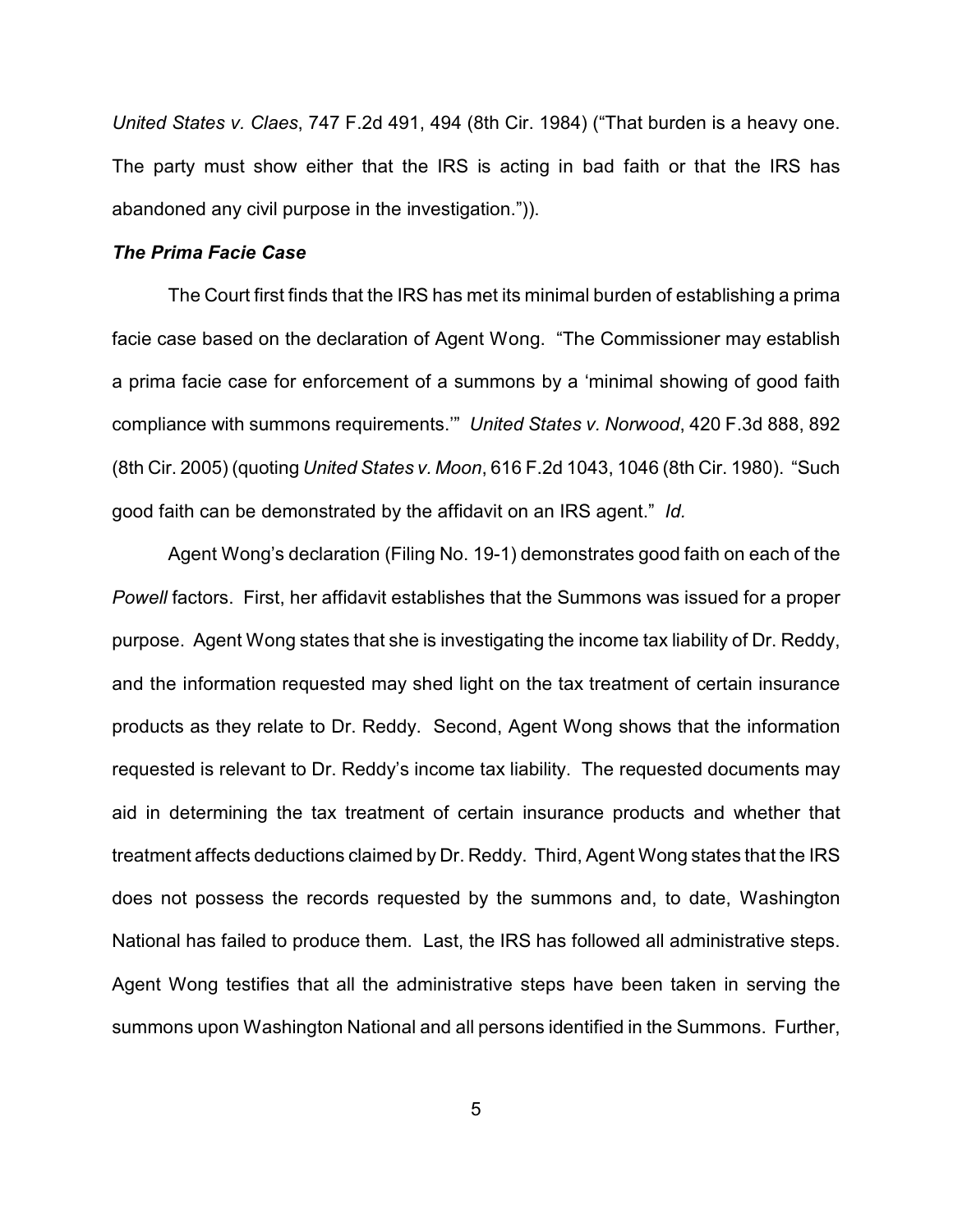*United States v. Claes*, 747 F.2d 491, 494 (8th Cir. 1984) ("That burden is a heavy one. The party must show either that the IRS is acting in bad faith or that the IRS has abandoned any civil purpose in the investigation.")).

***The Prima Facie Case***

The Court first finds that the IRS has met its minimal burden of establishing a prima facie case based on the declaration of Agent Wong. "The Commissioner may establish a prima facie case for enforcement of a summons by a 'minimal showing of good faith compliance with summons requirements.'" *United States v. Norwood*, 420 F.3d 888, 892 (8th Cir. 2005) (quoting *United States v. Moon*, 616 F.2d 1043, 1046 (8th Cir. 1980). "Such good faith can be demonstrated by the affidavit on an IRS agent." *Id.*

Agent Wong's declaration (Filing No. 19-1) demonstrates good faith on each of the *Powell* factors. First, her affidavit establishes that the Summons was issued for a proper purpose. Agent Wong states that she is investigating the income tax liability of Dr. Reddy, and the information requested may shed light on the tax treatment of certain insurance products as they relate to Dr. Reddy. Second, Agent Wong shows that the information requested is relevant to Dr. Reddy's income tax liability. The requested documents may aid in determining the tax treatment of certain insurance products and whether that treatment affects deductions claimed by Dr. Reddy. Third, Agent Wong states that the IRS does not possess the records requested by the summons and, to date, Washington National has failed to produce them. Last, the IRS has followed all administrative steps. Agent Wong testifies that all the administrative steps have been taken in serving the summons upon Washington National and all persons identified in the Summons. Further,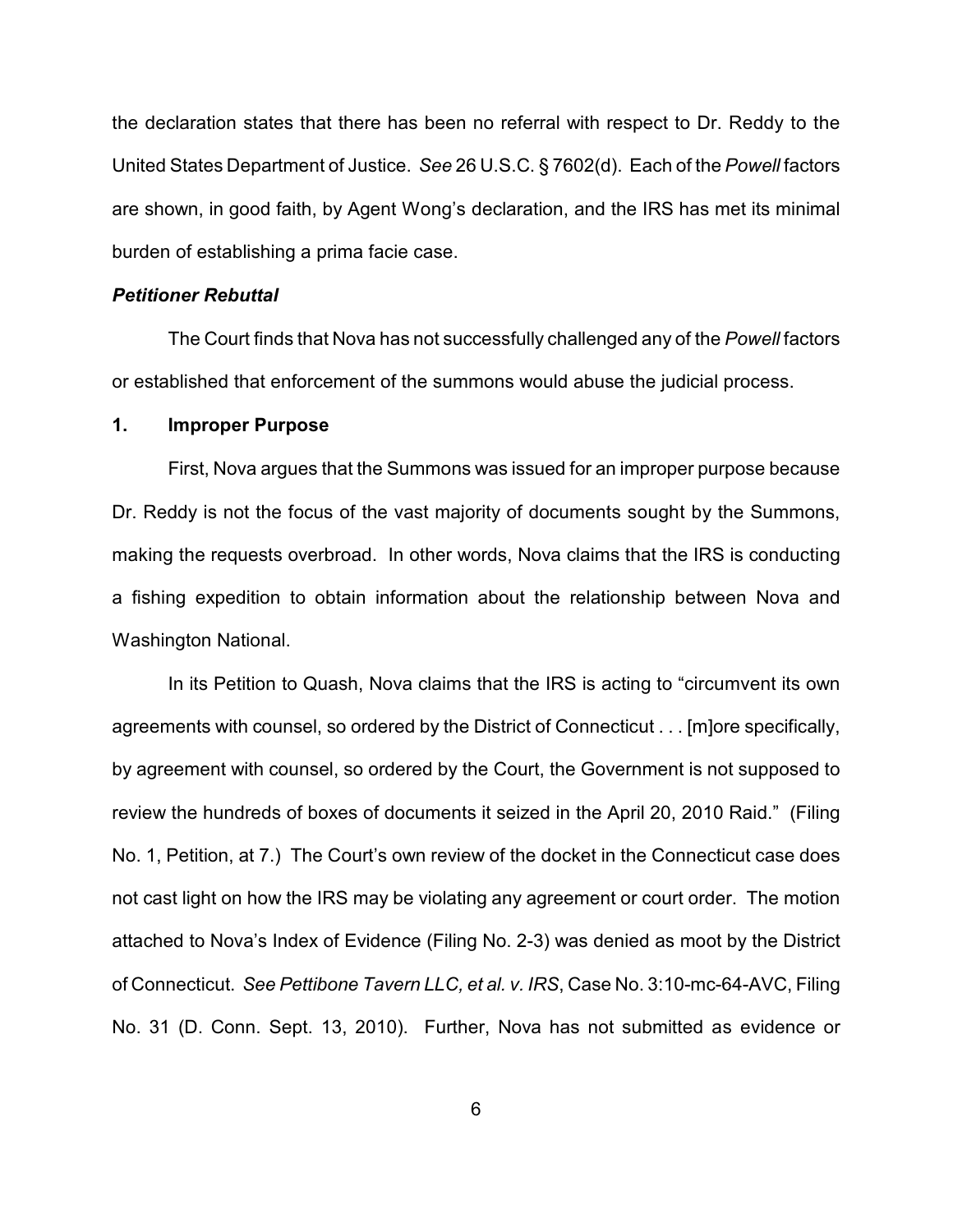the declaration states that there has been no referral with respect to Dr. Reddy to the United States Department of Justice. *See* 26 U.S.C. § 7602(d). Each of the *Powell* factors are shown, in good faith, by Agent Wong's declaration, and the IRS has met its minimal burden of establishing a prima facie case.

***Petitioner Rebuttal***

The Court finds that Nova has not successfully challenged any of the *Powell* factors or established that enforcement of the summons would abuse the judicial process.

**1. Improper Purpose**

First, Nova argues that the Summons was issued for an improper purpose because Dr. Reddy is not the focus of the vast majority of documents sought by the Summons, making the requests overbroad. In other words, Nova claims that the IRS is conducting a fishing expedition to obtain information about the relationship between Nova and Washington National.

In its Petition to Quash, Nova claims that the IRS is acting to "circumvent its own agreements with counsel, so ordered by the District of Connecticut . . . [m]ore specifically, by agreement with counsel, so ordered by the Court, the Government is not supposed to review the hundreds of boxes of documents it seized in the April 20, 2010 Raid." (Filing No. 1, Petition, at 7.) The Court's own review of the docket in the Connecticut case does not cast light on how the IRS may be violating any agreement or court order. The motion attached to Nova's Index of Evidence (Filing No. 2-3) was denied as moot by the District of Connecticut. *See Pettibone Tavern LLC, et al. v. IRS*, Case No. 3:10-mc-64-AVC, Filing No. 31 (D. Conn. Sept. 13, 2010). Further, Nova has not submitted as evidence or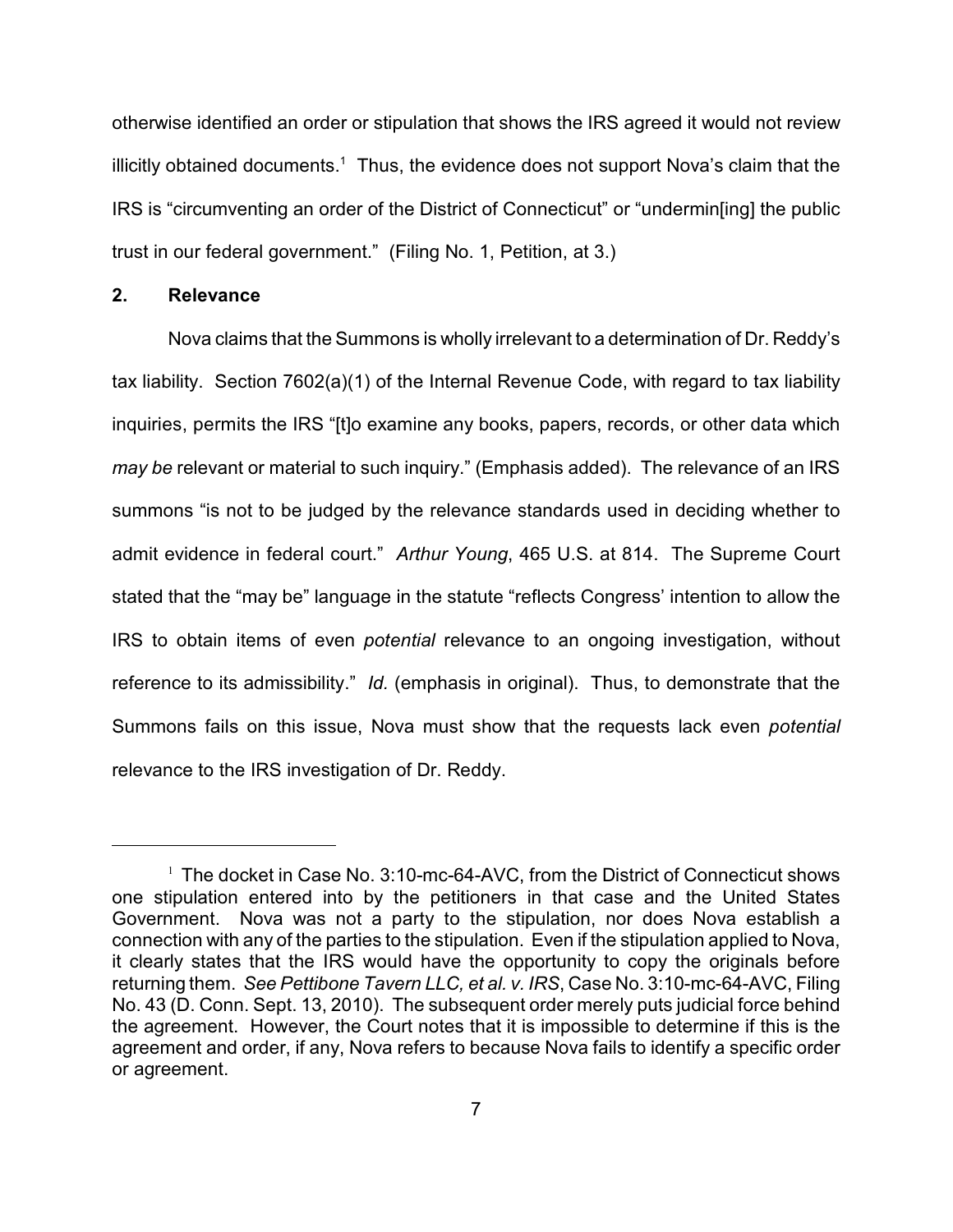otherwise identified an order or stipulation that shows the IRS agreed it would not review illicitly obtained documents.[1] Thus, the evidence does not support Nova's claim that the IRS is "circumventing an order of the District of Connecticut" or "undermin[ing] the public trust in our federal government." (Filing No. 1, Petition, at 3.)

**2. Relevance**

Nova claims that the Summons is wholly irrelevant to a determination of Dr. Reddy's tax liability. Section 7602(a)(1) of the Internal Revenue Code, with regard to tax liability inquiries, permits the IRS "[t]o examine any books, papers, records, or other data which *may be* relevant or material to such inquiry." (Emphasis added). The relevance of an IRS summons "is not to be judged by the relevance standards used in deciding whether to admit evidence in federal court." *Arthur Young*, 465 U.S. at 814. The Supreme Court stated that the "may be" language in the statute "reflects Congress' intention to allow the IRS to obtain items of even *potential* relevance to an ongoing investigation, without reference to its admissibility." *Id.* (emphasis in original). Thus, to demonstrate that the Summons fails on this issue, Nova must show that the requests lack even *potential* relevance to the IRS investigation of Dr. Reddy.

---

[1] The docket in Case No. 3:10-mc-64-AVC, from the District of Connecticut shows one stipulation entered into by the petitioners in that case and the United States Government. Nova was not a party to the stipulation, nor does Nova establish a connection with any of the parties to the stipulation. Even if the stipulation applied to Nova, it clearly states that the IRS would have the opportunity to copy the originals before returning them. *See Pettibone Tavern LLC, et al. v. IRS*, Case No. 3:10-mc-64-AVC, Filing No. 43 (D. Conn. Sept. 13, 2010). The subsequent order merely puts judicial force behind the agreement. However, the Court notes that it is impossible to determine if this is the agreement and order, if any, Nova refers to because Nova fails to identify a specific order or agreement.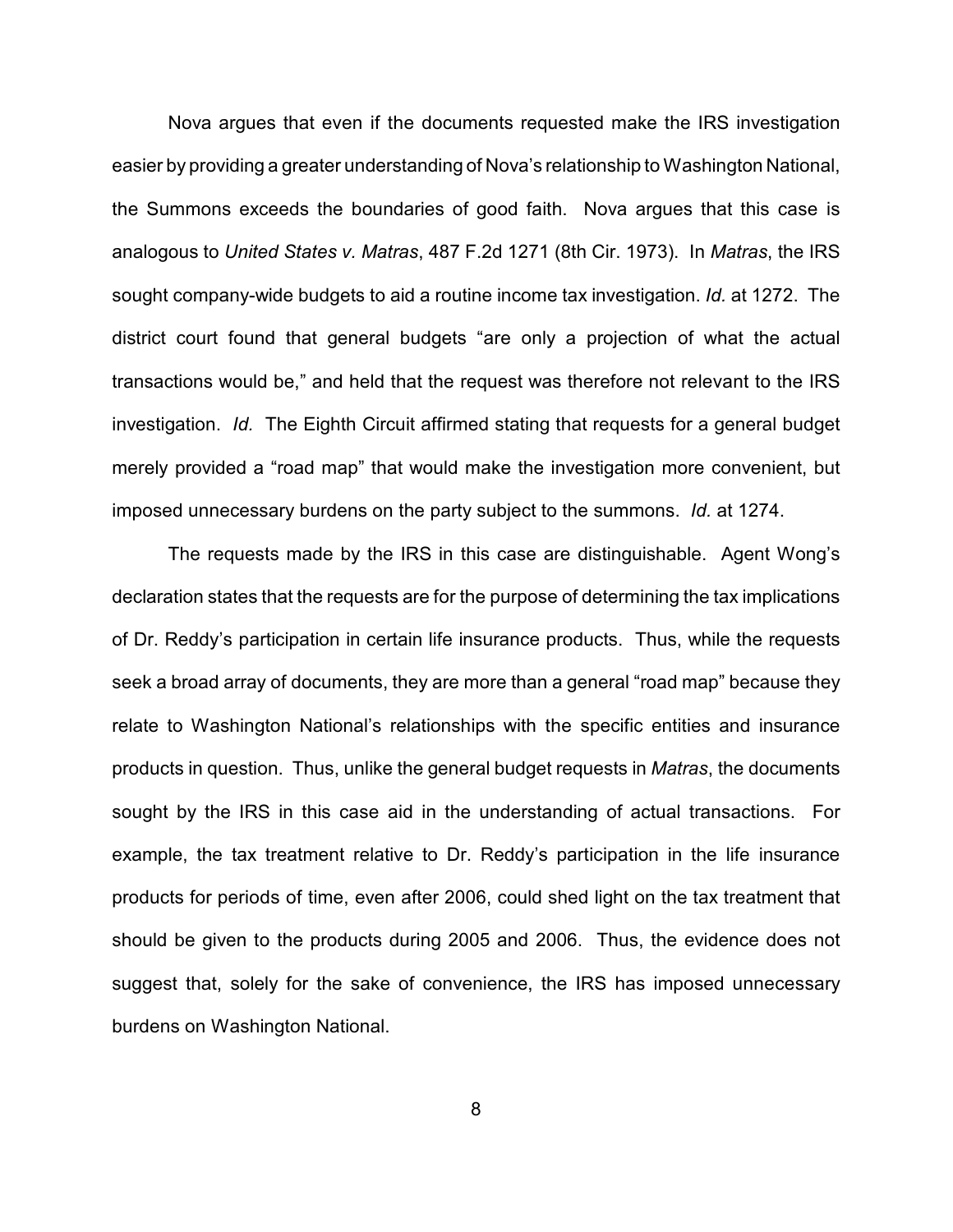Nova argues that even if the documents requested make the IRS investigation easier by providing a greater understanding of Nova's relationship to Washington National, the Summons exceeds the boundaries of good faith. Nova argues that this case is analogous to *United States v. Matras*, 487 F.2d 1271 (8th Cir. 1973). In *Matras*, the IRS sought company-wide budgets to aid a routine income tax investigation. *Id.* at 1272. The district court found that general budgets "are only a projection of what the actual transactions would be," and held that the request was therefore not relevant to the IRS investigation. *Id.* The Eighth Circuit affirmed stating that requests for a general budget merely provided a "road map" that would make the investigation more convenient, but imposed unnecessary burdens on the party subject to the summons. *Id.* at 1274.

The requests made by the IRS in this case are distinguishable. Agent Wong's declaration states that the requests are for the purpose of determining the tax implications of Dr. Reddy's participation in certain life insurance products. Thus, while the requests seek a broad array of documents, they are more than a general "road map" because they relate to Washington National's relationships with the specific entities and insurance products in question. Thus, unlike the general budget requests in *Matras*, the documents sought by the IRS in this case aid in the understanding of actual transactions. For example, the tax treatment relative to Dr. Reddy's participation in the life insurance products for periods of time, even after 2006, could shed light on the tax treatment that should be given to the products during 2005 and 2006. Thus, the evidence does not suggest that, solely for the sake of convenience, the IRS has imposed unnecessary burdens on Washington National.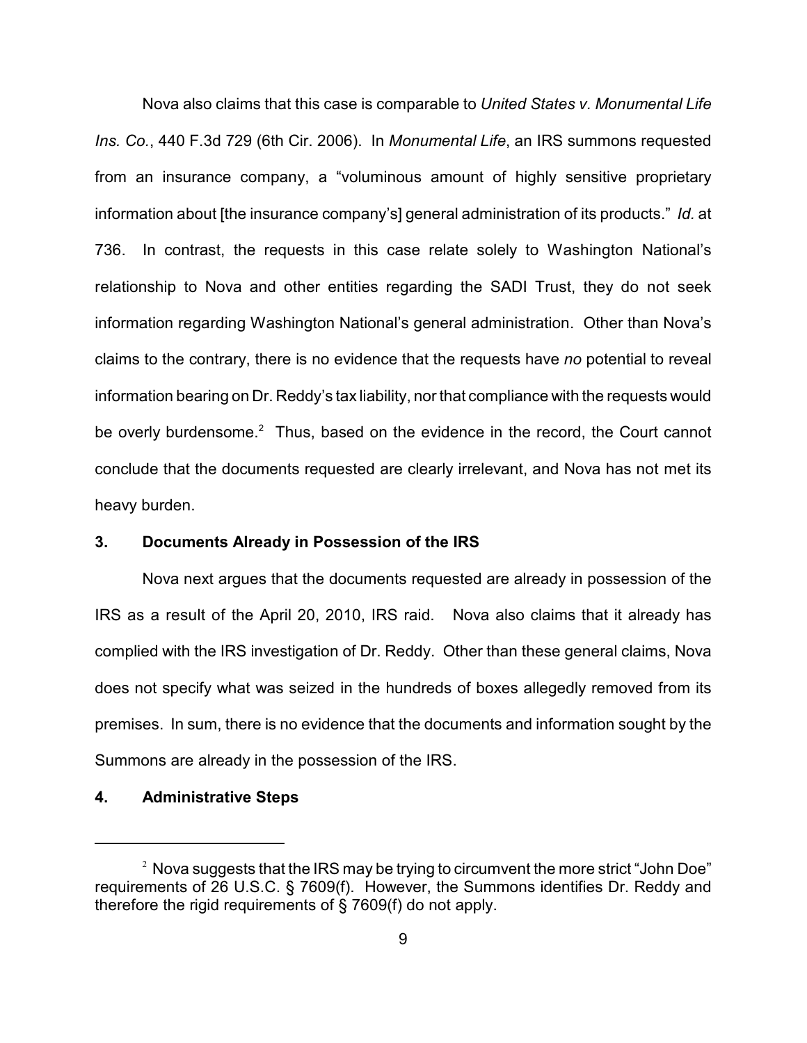Nova also claims that this case is comparable to *United States v. Monumental Life Ins. Co.*, 440 F.3d 729 (6th Cir. 2006). In *Monumental Life*, an IRS summons requested from an insurance company, a "voluminous amount of highly sensitive proprietary information about [the insurance company's] general administration of its products." *Id.* at 736. In contrast, the requests in this case relate solely to Washington National's relationship to Nova and other entities regarding the SADI Trust, they do not seek information regarding Washington National's general administration. Other than Nova's claims to the contrary, there is no evidence that the requests have *no* potential to reveal information bearing on Dr. Reddy's tax liability, nor that compliance with the requests would be overly burdensome.[2] Thus, based on the evidence in the record, the Court cannot conclude that the documents requested are clearly irrelevant, and Nova has not met its heavy burden.

**3. Documents Already in Possession of the IRS**

Nova next argues that the documents requested are already in possession of the IRS as a result of the April 20, 2010, IRS raid. Nova also claims that it already has complied with the IRS investigation of Dr. Reddy. Other than these general claims, Nova does not specify what was seized in the hundreds of boxes allegedly removed from its premises. In sum, there is no evidence that the documents and information sought by the Summons are already in the possession of the IRS.

**4. Administrative Steps**

---

[2] Nova suggests that the IRS may be trying to circumvent the more strict "John Doe" requirements of 26 U.S.C. § 7609(f). However, the Summons identifies Dr. Reddy and therefore the rigid requirements of § 7609(f) do not apply.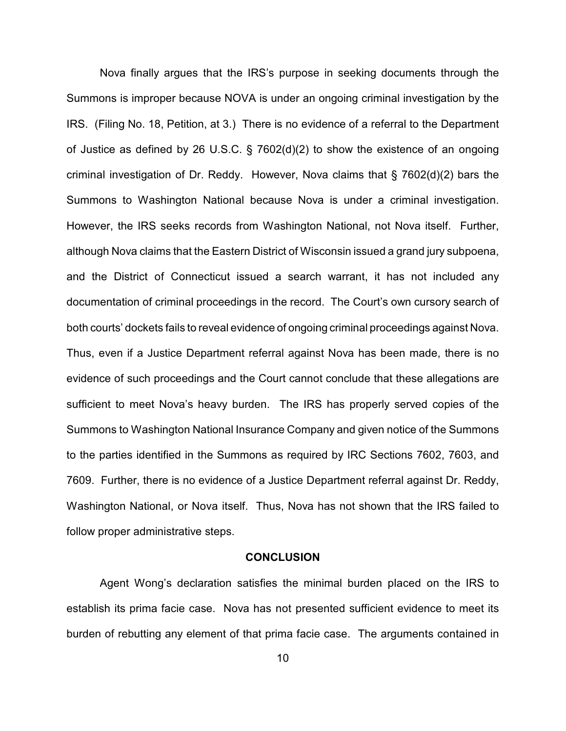Nova finally argues that the IRS's purpose in seeking documents through the Summons is improper because NOVA is under an ongoing criminal investigation by the IRS. (Filing No. 18, Petition, at 3.) There is no evidence of a referral to the Department of Justice as defined by 26 U.S.C. § 7602(d)(2) to show the existence of an ongoing criminal investigation of Dr. Reddy. However, Nova claims that § 7602(d)(2) bars the Summons to Washington National because Nova is under a criminal investigation. However, the IRS seeks records from Washington National, not Nova itself. Further, although Nova claims that the Eastern District of Wisconsin issued a grand jury subpoena, and the District of Connecticut issued a search warrant, it has not included any documentation of criminal proceedings in the record. The Court's own cursory search of both courts' dockets fails to reveal evidence of ongoing criminal proceedings against Nova. Thus, even if a Justice Department referral against Nova has been made, there is no evidence of such proceedings and the Court cannot conclude that these allegations are sufficient to meet Nova's heavy burden. The IRS has properly served copies of the Summons to Washington National Insurance Company and given notice of the Summons to the parties identified in the Summons as required by IRC Sections 7602, 7603, and 7609. Further, there is no evidence of a Justice Department referral against Dr. Reddy, Washington National, or Nova itself. Thus, Nova has not shown that the IRS failed to follow proper administrative steps.

## CONCLUSION

Agent Wong's declaration satisfies the minimal burden placed on the IRS to establish its prima facie case. Nova has not presented sufficient evidence to meet its burden of rebutting any element of that prima facie case. The arguments contained in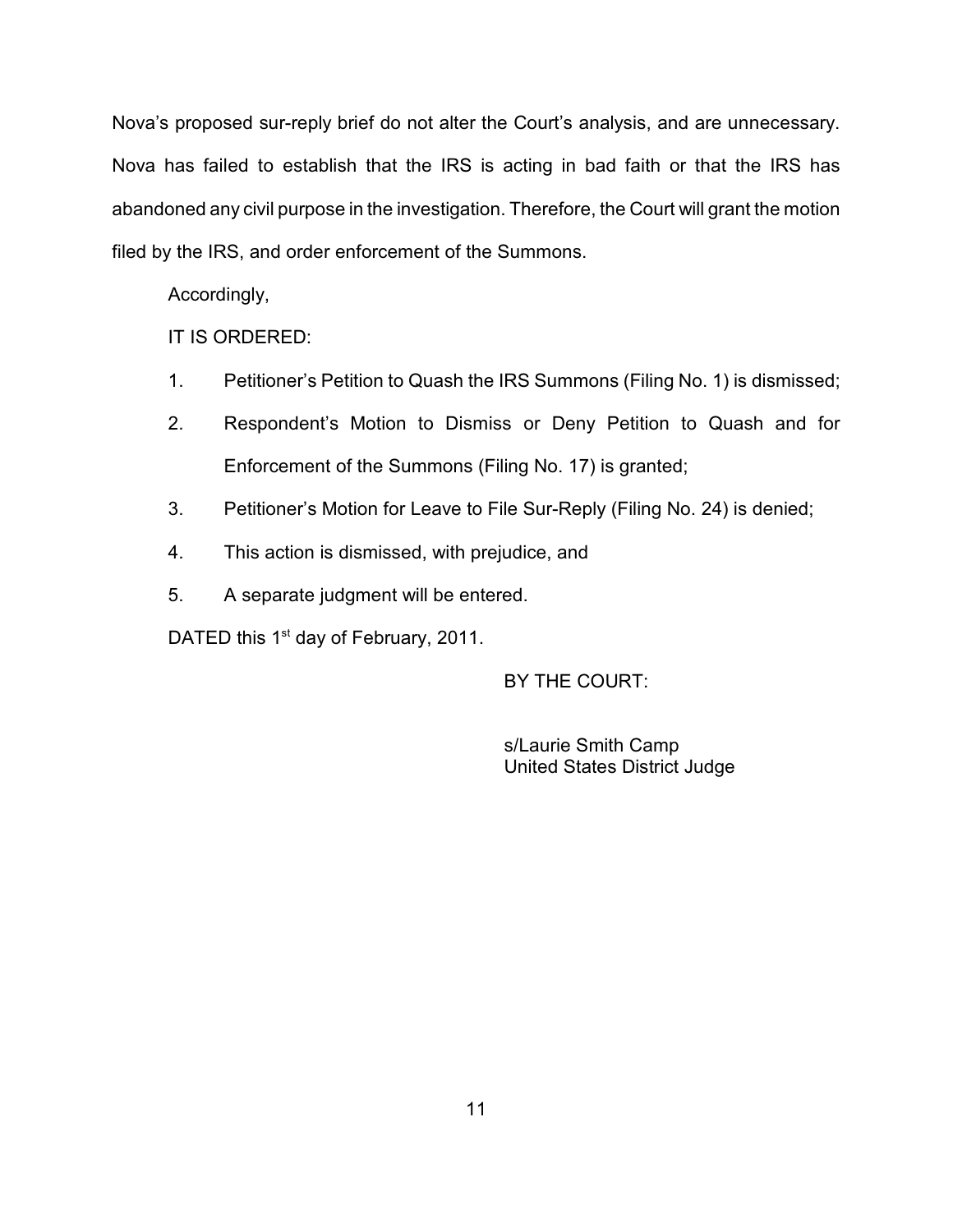Nova's proposed sur-reply brief do not alter the Court's analysis, and are unnecessary. Nova has failed to establish that the IRS is acting in bad faith or that the IRS has abandoned any civil purpose in the investigation. Therefore, the Court will grant the motion filed by the IRS, and order enforcement of the Summons.

Accordingly,

IT IS ORDERED:

1. Petitioner's Petition to Quash the IRS Summons (Filing No. 1) is dismissed;
2. Respondent's Motion to Dismiss or Deny Petition to Quash and for Enforcement of the Summons (Filing No. 17) is granted;
3. Petitioner's Motion for Leave to File Sur-Reply (Filing No. 24) is denied;
4. This action is dismissed, with prejudice, and
5. A separate judgment will be entered.

DATED this 1st day of February, 2011.

BY THE COURT:

s/Laurie Smith Camp
United States District Judge